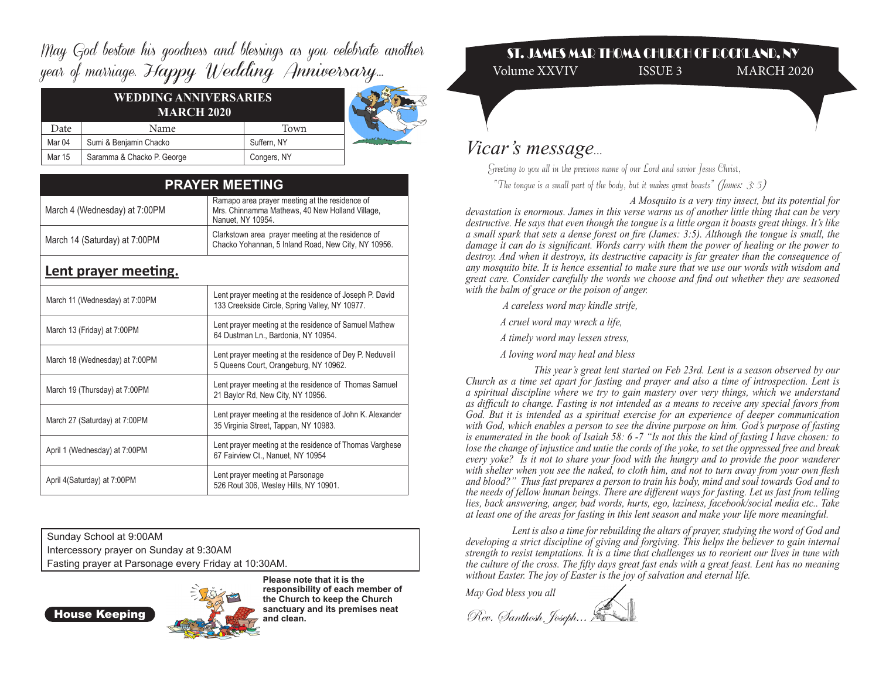May God bestow his goodness and blessings as you celebrate another year of marriage. Happy Wedding Anniversary...

| WEDDING ANNIVERSARIES MARCH 2020 | | |
|---|---|---|
| Date | Name | Town |
| Mar 04 | Sumi & Benjamin Chacko | Suffern, NY |
| Mar 15 | Saramma & Chacko P. George | Congers, NY |

## PRAYER MEETING

| | |
|---|---|
| March 4 (Wednesday) at 7:00PM | Ramapo area prayer meeting at the residence of Mrs. Chinnamma Mathews, 40 New Holland Village, Nanuet, NY 10954. |
| March 14 (Saturday) at 7:00PM | Clarkstown area prayer meeting at the residence of Chacko Yohannan, 5 Inland Road, New City, NY 10956. |

### Lent prayer meeting.

| | |
|---|---|
| March 11 (Wednesday) at 7:00PM | Lent prayer meeting at the residence of Joseph P. David 133 Creekside Circle, Spring Valley, NY 10977. |
| March 13 (Friday) at 7:00PM | Lent prayer meeting at the residence of Samuel Mathew 64 Dustman Ln., Bardonia, NY 10954. |
| March 18 (Wednesday) at 7:00PM | Lent prayer meeting at the residence of Dey P. Neduvelil 5 Queens Court, Orangeburg, NY 10962. |
| March 19 (Thursday) at 7:00PM | Lent prayer meeting at the residence of Thomas Samuel 21 Baylor Rd, New City, NY 10956. |
| March 27 (Saturday) at 7:00PM | Lent prayer meeting at the residence of John K. Alexander 35 Virginia Street, Tappan, NY 10983. |
| April 1 (Wednesday) at 7:00PM | Lent prayer meeting at the residence of Thomas Varghese 67 Fairview Ct., Nanuet, NY 10954 |
| April 4(Saturday) at 7:00PM | Lent prayer meeting at Parsonage 526 Rout 306, Wesley Hills, NY 10901. |

Sunday School at 9:00AM
Intercessory prayer on Sunday at 9:30AM
Fasting prayer at Parsonage every Friday at 10:30AM.

**House Keeping**

**Please note that it is the responsibility of each member of the Church to keep the Church sanctuary and its premises neat and clean.**

# ST. JAMES MAR THOMA CHURCH OF ROCKLAND, NY

Volume XXVIV ISSUE 3 MARCH 2020

## *Vicar's message...*

*Greeting to you all in the precious name of our Lord and savior Jesus Christ,*

*"The tongue is a small part of the body, but it makes great boasts" (James: 3: 5)*

*A Mosquito is a very tiny insect, but its potential for devastation is enormous. James in this verse warns us of another little thing that can be very destructive. He says that even though the tongue is a little organ it boasts great things. It's like a small spark that sets a dense forest on fire (James: 3:5). Although the tongue is small, the damage it can do is significant. Words carry with them the power of healing or the power to destroy. And when it destroys, its destructive capacity is far greater than the consequence of any mosquito bite. It is hence essential to make sure that we use our words with wisdom and great care. Consider carefully the words we choose and find out whether they are seasoned with the balm of grace or the poison of anger.*

*A careless word may kindle strife,*

*A cruel word may wreck a life,*

*A timely word may lessen stress,*

*A loving word may heal and bless*

*This year's great lent started on Feb 23rd. Lent is a season observed by our Church as a time set apart for fasting and prayer and also a time of introspection. Lent is a spiritual discipline where we try to gain mastery over very things, which we understand as difficult to change. Fasting is not intended as a means to receive any special favors from God. But it is intended as a spiritual exercise for an experience of deeper communication with God, which enables a person to see the divine purpose on him. God's purpose of fasting is enumerated in the book of Isaiah 58: 6 -7 "Is not this the kind of fasting I have chosen: to lose the change of injustice and untie the cords of the yoke, to set the oppressed free and break every yoke? Is it not to share your food with the hungry and to provide the poor wanderer with shelter when you see the naked, to cloth him, and not to turn away from your own flesh and blood?" Thus fast prepares a person to train his body, mind and soul towards God and to the needs of fellow human beings. There are different ways for fasting. Let us fast from telling lies, back answering, anger, bad words, hurts, ego, laziness, facebook/social media etc.. Take at least one of the areas for fasting in this lent season and make your life more meaningful.*

*Lent is also a time for rebuilding the altars of prayer, studying the word of God and developing a strict discipline of giving and forgiving. This helps the believer to gain internal strength to resist temptations. It is a time that challenges us to reorient our lives in tune with the culture of the cross. The fifty days great fast ends with a great feast. Lent has no meaning without Easter. The joy of Easter is the joy of salvation and eternal life.*

*May God bless you all*

*Rev. Santhosh Joseph...*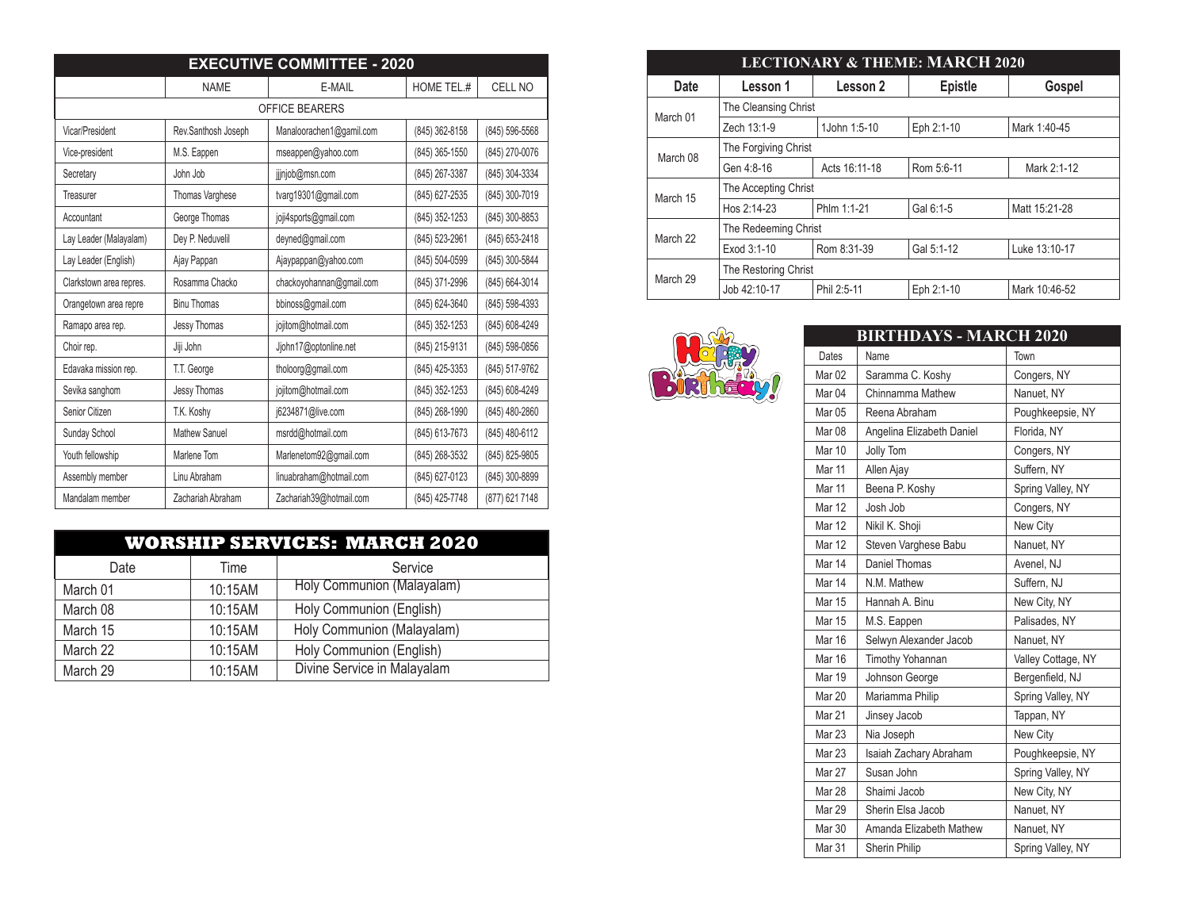## EXECUTIVE COMMITTEE - 2020

| | NAME | E-MAIL | HOME TEL.# | CELL NO |
|---|---|---|---|---|
| OFFICE BEARERS | | | | |
| Vicar/President | Rev.Santhosh Joseph | Manaloorachen1@gamil.com | (845) 362-8158 | (845) 596-5568 |
| Vice-president | M.S. Eappen | mseappen@yahoo.com | (845) 365-1550 | (845) 270-0076 |
| Secretary | John Job | jjnjob@msn.com | (845) 267-3387 | (845) 304-3334 |
| Treasurer | Thomas Varghese | tvarg19301@gmail.com | (845) 627-2535 | (845) 300-7019 |
| Accountant | George Thomas | joji4sports@gmail.com | (845) 352-1253 | (845) 300-8853 |
| Lay Leader (Malayalam) | Dey P. Neduvelil | deyned@gmail.com | (845) 523-2961 | (845) 653-2418 |
| Lay Leader (English) | Ajay Pappan | Ajaypappan@yahoo.com | (845) 504-0599 | (845) 300-5844 |
| Clarkstown area repres. | Rosamma Chacko | chackoyohannan@gmail.com | (845) 371-2996 | (845) 664-3014 |
| Orangetown area repre | Binu Thomas | bbinoss@gmail.com | (845) 624-3640 | (845) 598-4393 |
| Ramapo area rep. | Jessy Thomas | jojitom@hotmail.com | (845) 352-1253 | (845) 608-4249 |
| Choir rep. | Jiji John | Jjohn17@optonline.net | (845) 215-9131 | (845) 598-0856 |
| Edavaka mission rep. | T.T. George | tholoorg@gmail.com | (845) 425-3353 | (845) 517-9762 |
| Sevika sanghom | Jessy Thomas | jojitom@hotmail.com | (845) 352-1253 | (845) 608-4249 |
| Senior Citizen | T.K. Koshy | j6234871@live.com | (845) 268-1990 | (845) 480-2860 |
| Sunday School | Mathew Sanuel | msrdd@hotmail.com | (845) 613-7673 | (845) 480-6112 |
| Youth fellowship | Marlene Tom | Marlenetom92@gmail.com | (845) 268-3532 | (845) 825-9805 |
| Assembly member | Linu Abraham | linuabraham@hotmail.com | (845) 627-0123 | (845) 300-8899 |
| Mandalam member | Zachariah Abraham | Zachariah39@hotmail.com | (845) 425-7748 | (877) 621 7148 |

## WORSHIP SERVICES: MARCH 2020

| Date | Time | Service |
|---|---|---|
| March 01 | 10:15AM | Holy Communion (Malayalam) |
| March 08 | 10:15AM | Holy Communion (English) |
| March 15 | 10:15AM | Holy Communion (Malayalam) |
| March 22 | 10:15AM | Holy Communion (English) |
| March 29 | 10:15AM | Divine Service in Malayalam |

## LECTIONARY & THEME: MARCH 2020

| Date | Lesson 1 | Lesson 2 | Epistle | Gospel |
|---|---|---|---|---|
| March 01 | The Cleansing Christ | | | |
| | Zech 13:1-9 | 1John 1:5-10 | Eph 2:1-10 | Mark 1:40-45 |
| March 08 | The Forgiving Christ | | | |
| | Gen 4:8-16 | Acts 16:11-18 | Rom 5:6-11 | Mark 2:1-12 |
| March 15 | The Accepting Christ | | | |
| | Hos 2:14-23 | Phlm 1:1-21 | Gal 6:1-5 | Matt 15:21-28 |
| March 22 | The Redeeming Christ | | | |
| | Exod 3:1-10 | Rom 8:31-39 | Gal 5:1-12 | Luke 13:10-17 |
| March 29 | The Restoring Christ | | | |
| | Job 42:10-17 | Phil 2:5-11 | Eph 2:1-10 | Mark 10:46-52 |

Happy Birthday!

## BIRTHDAYS - MARCH 2020

| Dates | Name | Town |
|---|---|---|
| Mar 02 | Saramma C. Koshy | Congers, NY |
| Mar 04 | Chinnamma Mathew | Nanuet, NY |
| Mar 05 | Reena Abraham | Poughkeepsie, NY |
| Mar 08 | Angelina Elizabeth Daniel | Florida, NY |
| Mar 10 | Jolly Tom | Congers, NY |
| Mar 11 | Allen Ajay | Suffern, NY |
| Mar 11 | Beena P. Koshy | Spring Valley, NY |
| Mar 12 | Josh Job | Congers, NY |
| Mar 12 | Nikil K. Shoji | New City |
| Mar 12 | Steven Varghese Babu | Nanuet, NY |
| Mar 14 | Daniel Thomas | Avenel, NJ |
| Mar 14 | N.M. Mathew | Suffern, NJ |
| Mar 15 | Hannah A. Binu | New City, NY |
| Mar 15 | M.S. Eappen | Palisades, NY |
| Mar 16 | Selwyn Alexander Jacob | Nanuet, NY |
| Mar 16 | Timothy Yohannan | Valley Cottage, NY |
| Mar 19 | Johnson George | Bergenfield, NJ |
| Mar 20 | Mariamma Philip | Spring Valley, NY |
| Mar 21 | Jinsey Jacob | Tappan, NY |
| Mar 23 | Nia Joseph | New City |
| Mar 23 | Isaiah Zachary Abraham | Poughkeepsie, NY |
| Mar 27 | Susan John | Spring Valley, NY |
| Mar 28 | Shaimi Jacob | New City, NY |
| Mar 29 | Sherin Elsa Jacob | Nanuet, NY |
| Mar 30 | Amanda Elizabeth Mathew | Nanuet, NY |
| Mar 31 | Sherin Philip | Spring Valley, NY |